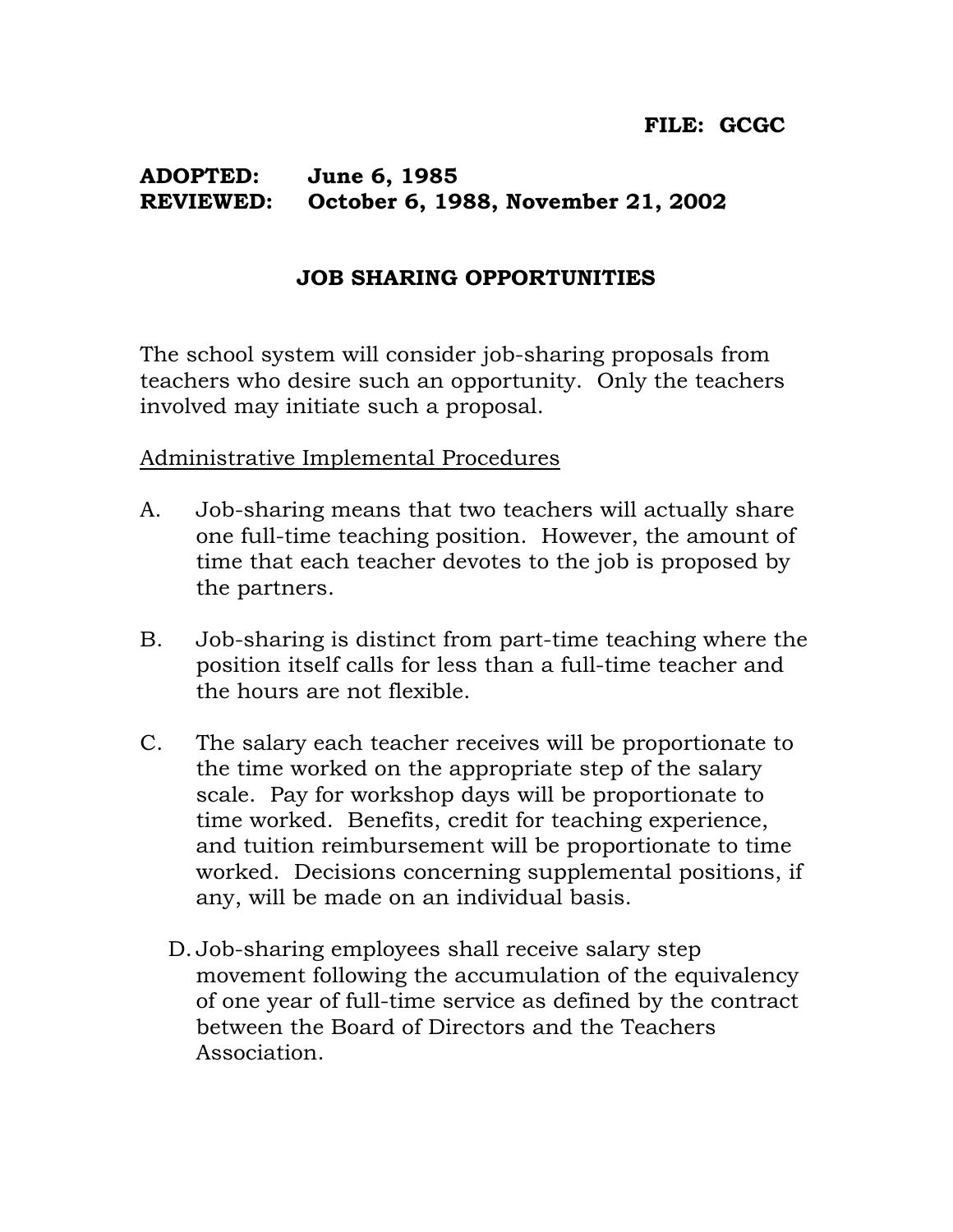**FILE: GCGC**

**ADOPTED:** **June 6, 1985**
**REVIEWED:** **October 6, 1988, November 21, 2002**

# JOB SHARING OPPORTUNITIES

The school system will consider job-sharing proposals from teachers who desire such an opportunity. Only the teachers involved may initiate such a proposal.

<u>Administrative Implemental Procedures</u>

A. Job-sharing means that two teachers will actually share one full-time teaching position. However, the amount of time that each teacher devotes to the job is proposed by the partners.

B. Job-sharing is distinct from part-time teaching where the position itself calls for less than a full-time teacher and the hours are not flexible.

C. The salary each teacher receives will be proportionate to the time worked on the appropriate step of the salary scale. Pay for workshop days will be proportionate to time worked. Benefits, credit for teaching experience, and tuition reimbursement will be proportionate to time worked. Decisions concerning supplemental positions, if any, will be made on an individual basis.

D. Job-sharing employees shall receive salary step movement following the accumulation of the equivalency of one year of full-time service as defined by the contract between the Board of Directors and the Teachers Association.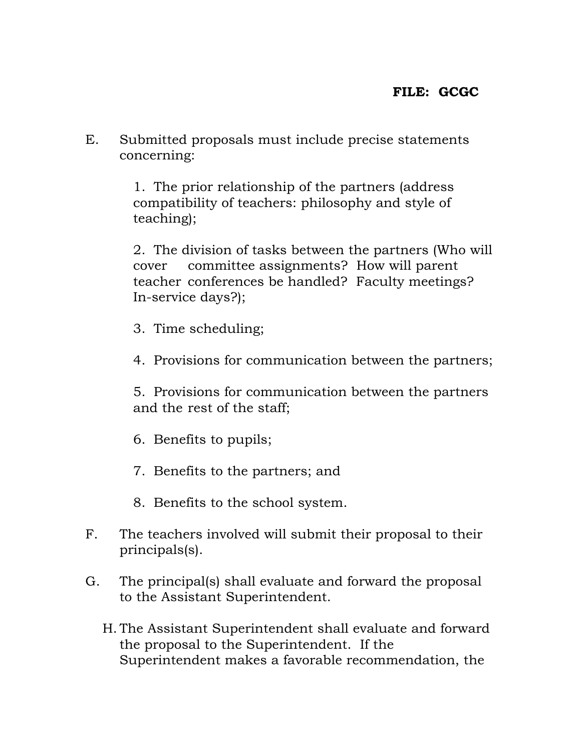**FILE: GCGC**

E. Submitted proposals must include precise statements concerning:

   1. The prior relationship of the partners (address compatibility of teachers: philosophy and style of teaching);

   2. The division of tasks between the partners (Who will cover committee assignments? How will parent teacher conferences be handled? Faculty meetings? In-service days?);

   3. Time scheduling;

   4. Provisions for communication between the partners;

   5. Provisions for communication between the partners and the rest of the staff;

   6. Benefits to pupils;

   7. Benefits to the partners; and

   8. Benefits to the school system.

F. The teachers involved will submit their proposal to their principals(s).

G. The principal(s) shall evaluate and forward the proposal to the Assistant Superintendent.

H. The Assistant Superintendent shall evaluate and forward the proposal to the Superintendent. If the Superintendent makes a favorable recommendation, the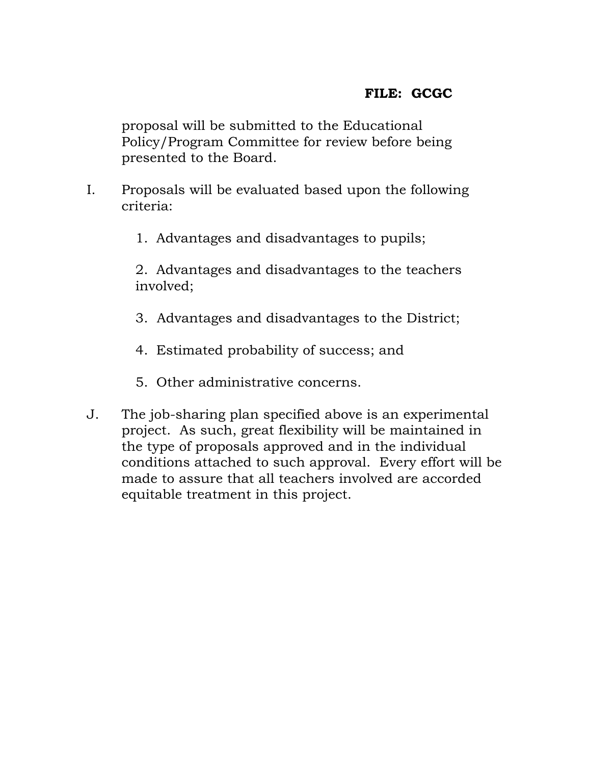proposal will be submitted to the Educational Policy/Program Committee for review before being presented to the Board.

I. Proposals will be evaluated based upon the following criteria:

1. Advantages and disadvantages to pupils;

2. Advantages and disadvantages to the teachers involved;

3. Advantages and disadvantages to the District;

4. Estimated probability of success; and

5. Other administrative concerns.

J. The job-sharing plan specified above is an experimental project. As such, great flexibility will be maintained in the type of proposals approved and in the individual conditions attached to such approval. Every effort will be made to assure that all teachers involved are accorded equitable treatment in this project.